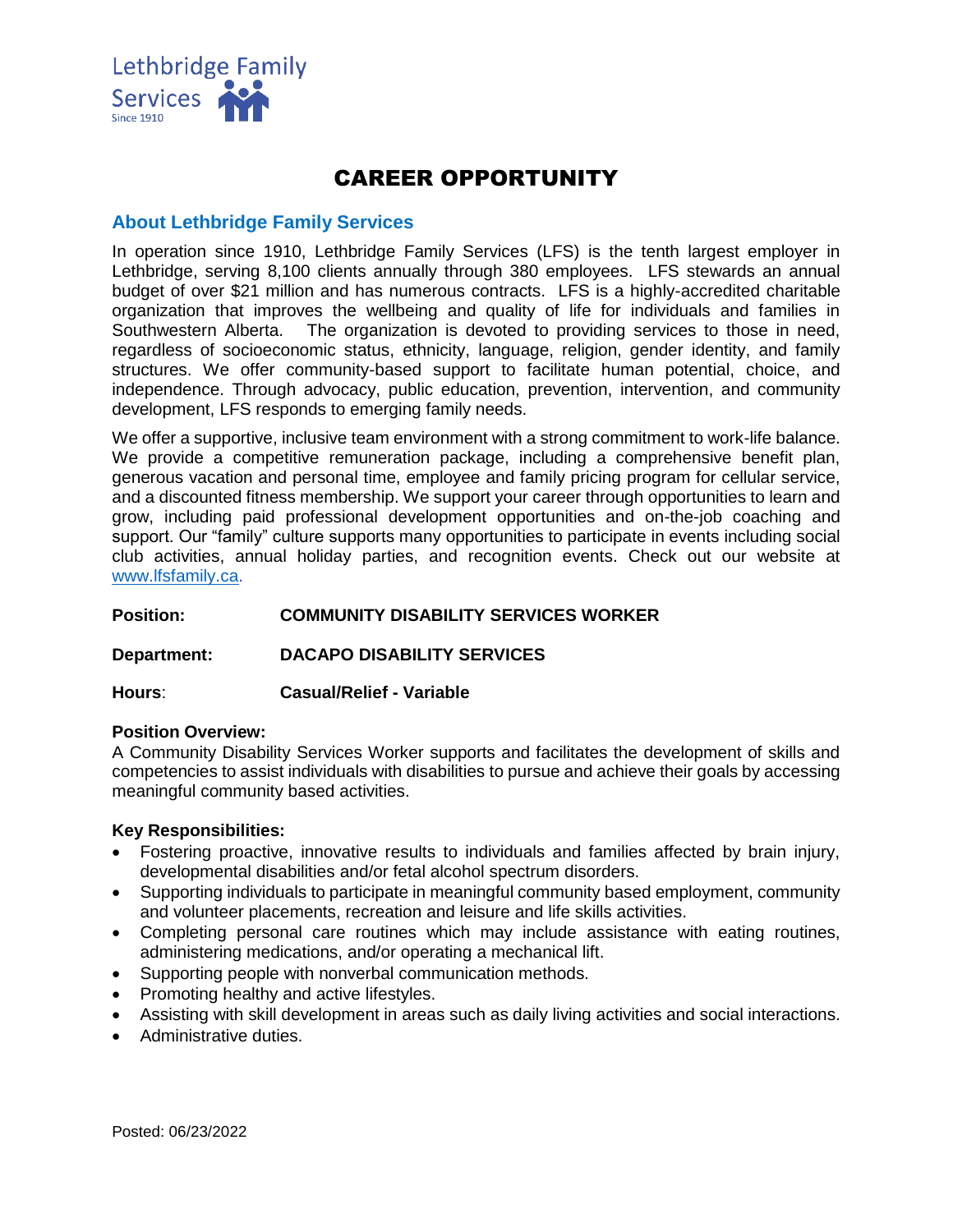Lethbridge Family Services

Since 1910

# CAREER OPPORTUNITY

## About Lethbridge Family Services

In operation since 1910, Lethbridge Family Services (LFS) is the tenth largest employer in Lethbridge, serving 8,100 clients annually through 380 employees. LFS stewards an annual budget of over $21 million and has numerous contracts. LFS is a highly-accredited charitable organization that improves the wellbeing and quality of life for individuals and families in Southwestern Alberta. The organization is devoted to providing services to those in need, regardless of socioeconomic status, ethnicity, language, religion, gender identity, and family structures. We offer community-based support to facilitate human potential, choice, and independence. Through advocacy, public education, prevention, intervention, and community development, LFS responds to emerging family needs.

We offer a supportive, inclusive team environment with a strong commitment to work-life balance. We provide a competitive remuneration package, including a comprehensive benefit plan, generous vacation and personal time, employee and family pricing program for cellular service, and a discounted fitness membership. We support your career through opportunities to learn and grow, including paid professional development opportunities and on-the-job coaching and support. Our "family" culture supports many opportunities to participate in events including social club activities, annual holiday parties, and recognition events. Check out our website at www.lfsfamily.ca.

**Position:** **COMMUNITY DISABILITY SERVICES WORKER**

**Department:** **DACAPO DISABILITY SERVICES**

**Hours**: **Casual/Relief - Variable**

**Position Overview:**
A Community Disability Services Worker supports and facilitates the development of skills and competencies to assist individuals with disabilities to pursue and achieve their goals by accessing meaningful community based activities.

**Key Responsibilities:**

- Fostering proactive, innovative results to individuals and families affected by brain injury, developmental disabilities and/or fetal alcohol spectrum disorders.
- Supporting individuals to participate in meaningful community based employment, community and volunteer placements, recreation and leisure and life skills activities.
- Completing personal care routines which may include assistance with eating routines, administering medications, and/or operating a mechanical lift.
- Supporting people with nonverbal communication methods.
- Promoting healthy and active lifestyles.
- Assisting with skill development in areas such as daily living activities and social interactions.
- Administrative duties.

Posted: 06/23/2022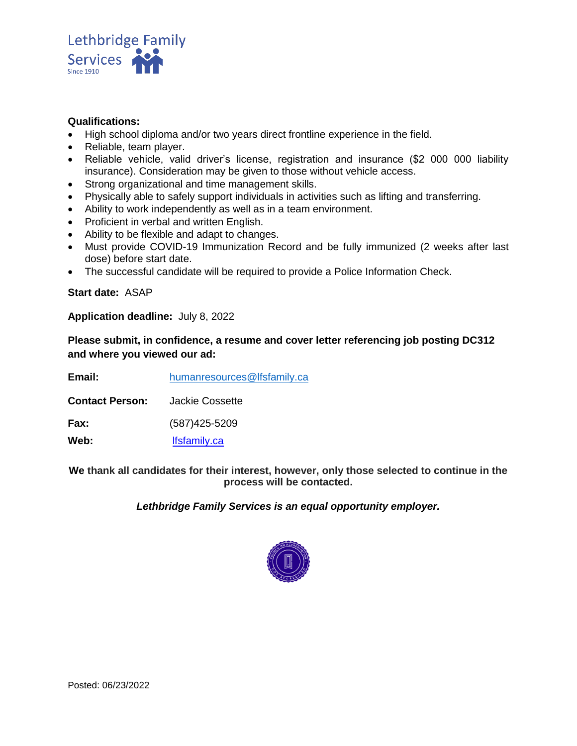Lethbridge Family Services
Since 1910

**Qualifications:**

- High school diploma and/or two years direct frontline experience in the field.
- Reliable, team player.
- Reliable vehicle, valid driver's license, registration and insurance ($2 000 000 liability insurance). Consideration may be given to those without vehicle access.
- Strong organizational and time management skills.
- Physically able to safely support individuals in activities such as lifting and transferring.
- Ability to work independently as well as in a team environment.
- Proficient in verbal and written English.
- Ability to be flexible and adapt to changes.
- Must provide COVID-19 Immunization Record and be fully immunized (2 weeks after last dose) before start date.
- The successful candidate will be required to provide a Police Information Check.

**Start date:** ASAP

**Application deadline:** July 8, 2022

**Please submit, in confidence, a resume and cover letter referencing job posting DC312 and where you viewed our ad:**

**Email:** humanresources@lfsfamily.ca

**Contact Person:** Jackie Cossette

**Fax:** (587)425-5209

**Web:** lfsfamily.ca

**We thank all candidates for their interest, however, only those selected to continue in the process will be contacted.**

***Lethbridge Family Services is an equal opportunity employer.***

Posted: 06/23/2022